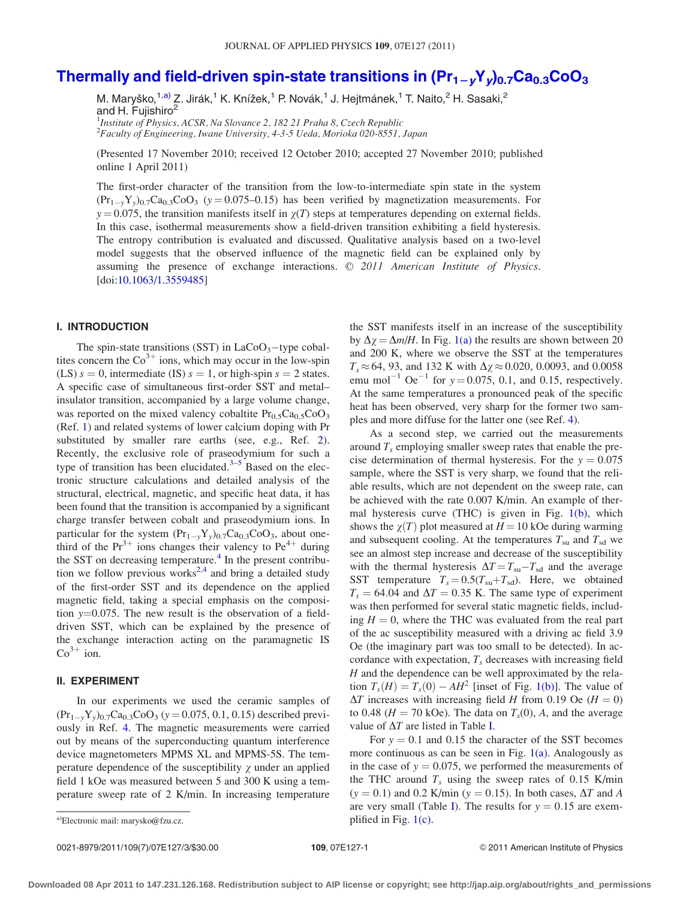# Thermally and field-driven spin-state transitions in $(Pr_{1-y}Y_y)_{0.7}Ca_{0.3}CoO_3$

M. Maryško,[1,a)] Z. Jirák,[1] K. Knížek,[1] P. Novák,[1] J. Hejtmánek,[1] T. Naito,[2] H. Sasaki,[2] and H. Fujishiro[2]

[1]*Institute of Physics, ACSR, Na Slovance 2, 182 21 Praha 8, Czech Republic*
[2]*Faculty of Engineering, Iwane University, 4-3-5 Ueda, Morioka 020-8551, Japan*

(Presented 17 November 2010; received 12 October 2010; accepted 27 November 2010; published online 1 April 2011)

The first-order character of the transition from the low-to-intermediate spin state in the system $(Pr_{1-y}Y_y)_{0.7}Ca_{0.3}CoO_3$ ($y = 0.075$–$0.15$) has been verified by magnetization measurements. For $y = 0.075$, the transition manifests itself in $\chi(T)$ steps at temperatures depending on external fields. In this case, isothermal measurements show a field-driven transition exhibiting a field hysteresis. The entropy contribution is evaluated and discussed. Qualitative analysis based on a two-level model suggests that the observed influence of the magnetic field can be explained only by assuming the presence of exchange interactions. © *2011 American Institute of Physics.* [doi:10.1063/1.3559485]

## I. INTRODUCTION

The spin-state transitions (SST) in $LaCoO_3$–type cobaltites concern the $Co^{3+}$ ions, which may occur in the low-spin (LS) $s = 0$, intermediate (IS) $s = 1$, or high-spin $s = 2$ states. A specific case of simultaneous first-order SST and metal–insulator transition, accompanied by a large volume change, was reported on the mixed valency cobaltite $Pr_{0.5}Ca_{0.5}CoO_3$ (Ref. 1) and related systems of lower calcium doping with Pr substituted by smaller rare earths (see, e.g., Ref. 2). Recently, the exclusive role of praseodymium for such a type of transition has been elucidated.[3–5] Based on the electronic structure calculations and detailed analysis of the structural, electrical, magnetic, and specific heat data, it has been found that the transition is accompanied by a significant charge transfer between cobalt and praseodymium ions. In particular for the system $(Pr_{1-y}Y_y)_{0.7}Ca_{0.3}CoO_3$, about one-third of the $Pr^{3+}$ ions changes their valency to $Pe^{4+}$ during the SST on decreasing temperature.[4] In the present contribution we follow previous works[2,4] and bring a detailed study of the first-order SST and its dependence on the applied magnetic field, taking a special emphasis on the composition $y$=0.075. The new result is the observation of a field-driven SST, which can be explained by the presence of the exchange interaction acting on the paramagnetic IS $Co^{3+}$ ion.

## II. EXPERIMENT

In our experiments we used the ceramic samples of $(Pr_{1-y}Y_y)_{0.7}Ca_{0.3}CoO_3$ ($y = 0.075$, 0.1, 0.15) described previously in Ref. 4. The magnetic measurements were carried out by means of the superconducting quantum interference device magnetometers MPMS XL and MPMS-5S. The temperature dependence of the susceptibility $\chi$ under an applied field 1 kOe was measured between 5 and 300 K using a temperature sweep rate of 2 K/min. In increasing temperature the SST manifests itself in an increase of the susceptibility by $\Delta\chi = \Delta m/H$. In Fig. 1(a) the results are shown between 20 and 200 K, where we observe the SST at the temperatures $T_s \approx 64$, 93, and 132 K with $\Delta\chi \approx 0.020$, 0.0093, and 0.0058 emu mol$^{-1}$ Oe$^{-1}$ for $y = 0.075$, 0.1, and 0.15, respectively. At the same temperatures a pronounced peak of the specific heat has been observed, very sharp for the former two samples and more diffuse for the latter one (see Ref. 4).

As a second step, we carried out the measurements around $T_s$ employing smaller sweep rates that enable the precise determination of thermal hysteresis. For the $y = 0.075$ sample, where the SST is very sharp, we found that the reliable results, which are not dependent on the sweep rate, can be achieved with the rate 0.007 K/min. An example of thermal hysteresis curve (THC) is given in Fig. 1(b), which shows the $\chi(T)$ plot measured at $H = 10$ kOe during warming and subsequent cooling. At the temperatures $T_{su}$ and $T_{sd}$ we see an almost step increase and decrease of the susceptibility with the thermal hysteresis $\Delta T = T_{su} - T_{sd}$ and the average SST temperature $T_s = 0.5(T_{su} + T_{sd})$. Here, we obtained $T_s = 64.04$ and $\Delta T = 0.35$ K. The same type of experiment was then performed for several static magnetic fields, including $H = 0$, where the THC was evaluated from the real part of the ac susceptibility measured with a driving ac field 3.9 Oe (the imaginary part was too small to be detected). In accordance with expectation, $T_s$ decreases with increasing field $H$ and the dependence can be well approximated by the relation $T_s(H) = T_s(0) - AH^2$ [inset of Fig. 1(b)]. The value of $\Delta T$ increases with increasing field $H$ from 0.19 Oe ($H = 0$) to 0.48 ($H = 70$ kOe). The data on $T_s(0)$, $A$, and the average value of $\Delta T$ are listed in Table I.

For $y = 0.1$ and 0.15 the character of the SST becomes more continuous as can be seen in Fig. 1(a). Analogously as in the case of $y = 0.075$, we performed the measurements of the THC around $T_s$ using the sweep rates of 0.15 K/min ($y = 0.1$) and 0.2 K/min ($y = 0.15$). In both cases, $\Delta T$ and $A$ are very small (Table I). The results for $y = 0.15$ are exemplified in Fig. 1(c).

a)Electronic mail: marysko@fzu.cz.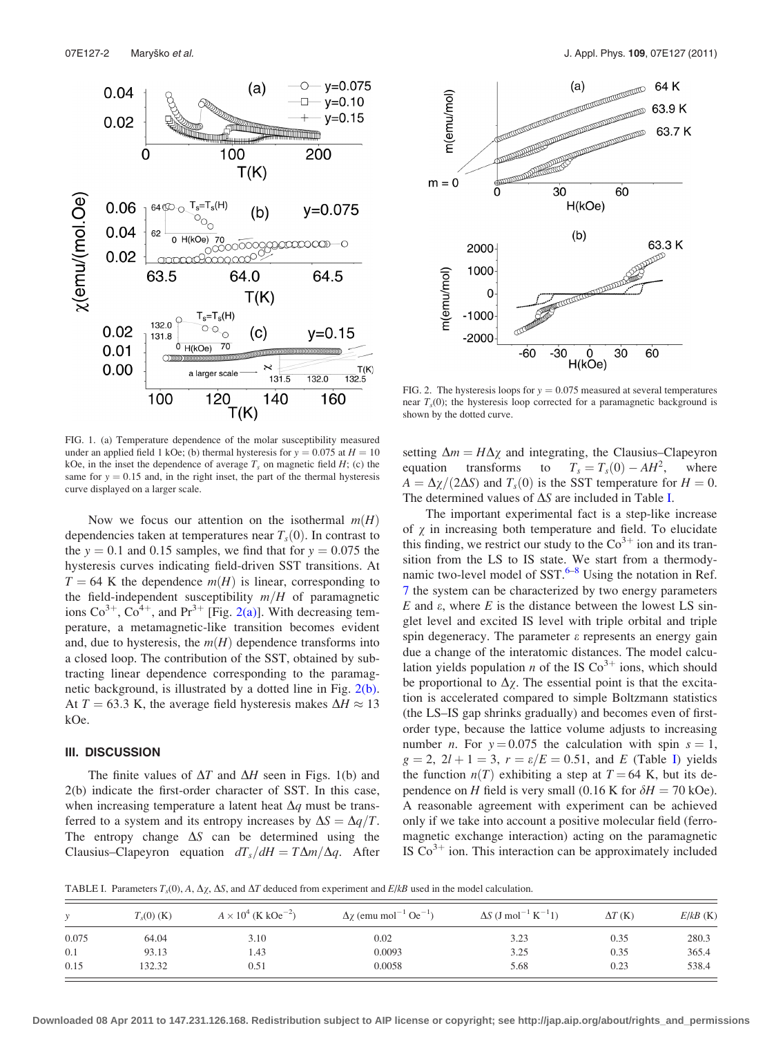FIG. 1. (a) Temperature dependence of the molar susceptibility measured under an applied field 1 kOe; (b) thermal hysteresis for $y = 0.075$ at $H = 10$ kOe, in the inset the dependence of average $T_s$ on magnetic field $H$; (c) the same for $y = 0.15$ and, in the right inset, the part of the thermal hysteresis curve displayed on a larger scale.

Now we focus our attention on the isothermal $m(H)$ dependencies taken at temperatures near $T_s(0)$. In contrast to the $y = 0.1$ and 0.15 samples, we find that for $y = 0.075$ the hysteresis curves indicating field-driven SST transitions. At $T = 64$ K the dependence $m(H)$ is linear, corresponding to the field-independent susceptibility $m/H$ of paramagnetic ions $Co^{3+}$, $Co^{4+}$, and $Pr^{3+}$ [Fig. 2(a)]. With decreasing temperature, a metamagnetic-like transition becomes evident and, due to hysteresis, the $m(H)$ dependence transforms into a closed loop. The contribution of the SST, obtained by subtracting linear dependence corresponding to the paramagnetic background, is illustrated by a dotted line in Fig. 2(b). At $T = 63.3$ K, the average field hysteresis makes $\Delta H \approx 13$ kOe.

## III. DISCUSSION

The finite values of $\Delta T$ and $\Delta H$ seen in Figs. 1(b) and 2(b) indicate the first-order character of SST. In this case, when increasing temperature a latent heat $\Delta q$ must be transferred to a system and its entropy increases by $\Delta S = \Delta q/T$. The entropy change $\Delta S$ can be determined using the Clausius–Clapeyron equation $dT_s/dH = T\Delta m/\Delta q$. After setting $\Delta m = H\Delta\chi$ and integrating, the Clausius–Clapeyron equation transforms to $T_s = T_s(0) - AH^2$, where $A = \Delta\chi/(2\Delta S)$ and $T_s(0)$ is the SST temperature for $H = 0$. The determined values of $\Delta S$ are included in Table I.

FIG. 2. The hysteresis loops for $y = 0.075$ measured at several temperatures near $T_s(0)$; the hysteresis loop corrected for a paramagnetic background is shown by the dotted curve.

The important experimental fact is a step-like increase of $\chi$ in increasing both temperature and field. To elucidate this finding, we restrict our study to the $Co^{3+}$ ion and its transition from the LS to IS state. We start from a thermodynamic two-level model of SST.[6–8] Using the notation in Ref. 7 the system can be characterized by two energy parameters $E$ and $\varepsilon$, where $E$ is the distance between the lowest LS singlet level and excited IS level with triple orbital and triple spin degeneracy. The parameter $\varepsilon$ represents an energy gain due a change of the interatomic distances. The model calculation yields population $n$ of the IS $Co^{3+}$ ions, which should be proportional to $\Delta\chi$. The essential point is that the excitation is accelerated compared to simple Boltzmann statistics (the LS–IS gap shrinks gradually) and becomes even of first-order type, because the lattice volume adjusts to increasing number $n$. For $y = 0.075$ the calculation with spin $s = 1$, $g = 2$, $2l + 1 = 3$, $r = \varepsilon/E = 0.51$, and $E$ (Table I) yields the function $n(T)$ exhibiting a step at $T = 64$ K, but its dependence on $H$ field is very small (0.16 K for $\delta H = 70$ kOe). A reasonable agreement with experiment can be achieved only if we take into account a positive molecular field (ferromagnetic exchange interaction) acting on the paramagnetic IS $Co^{3+}$ ion. This interaction can be approximately included

TABLE I. Parameters $T_s(0)$, $A$, $\Delta\chi$, $\Delta S$, and $\Delta T$ deduced from experiment and $E/kB$ used in the model calculation.

| $y$ | $T_s(0)$ (K) | $A \times 10^4$ (K kOe$^{-2}$) | $\Delta\chi$ (emu mol$^{-1}$ Oe$^{-1}$) | $\Delta S$ (J mol$^{-1}$ K$^{-1}$1) | $\Delta T$ (K) | $E/kB$ (K) |
|---|---|---|---|---|---|---|
| 0.075 | 64.04 | 3.10 | 0.02 | 3.23 | 0.35 | 280.3 |
| 0.1 | 93.13 | 1.43 | 0.0093 | 3.25 | 0.35 | 365.4 |
| 0.15 | 132.32 | 0.51 | 0.0058 | 5.68 | 0.23 | 538.4 |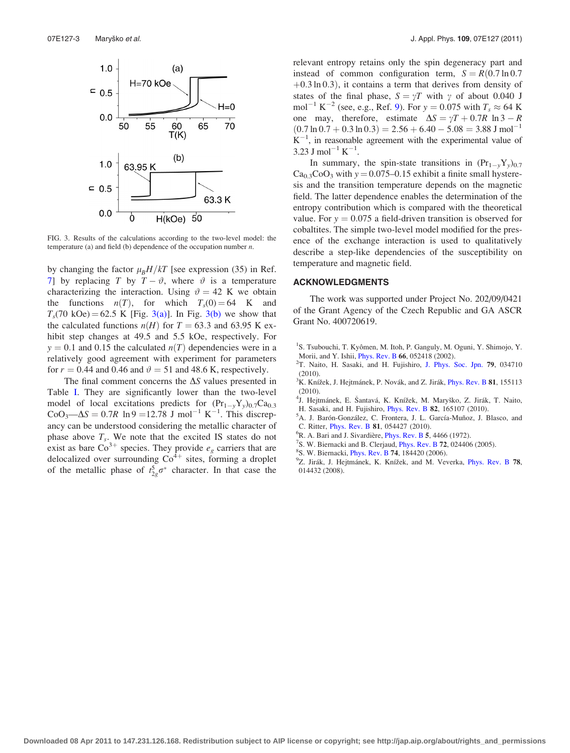1.0

(a)

H=70 kOe

n 0.5

H=0

0.0

50 55 60 65 70

T(K)

(b)

1.0

63.95 K

n 0.5

63.3 K

0.0

0 H(kOe) 50

FIG. 3. Results of the calculations according to the two-level model: the temperature (a) and field (b) dependence of the occupation number $n$.

by changing the factor $\mu_B H/kT$ [see expression (35) in Ref. 7] by replacing $T$ by $T-\vartheta$, where $\vartheta$ is a temperature characterizing the interaction. Using $\vartheta = 42$ K we obtain the functions $n(T)$, for which $T_s(0) = 64$ K and $T_s(70\text{ kOe}) = 62.5$ K [Fig. 3(a)]. In Fig. 3(b) we show that the calculated functions $n(H)$ for $T = 63.3$ and 63.95 K exhibit step changes at 49.5 and 5.5 kOe, respectively. For $y = 0.1$ and 0.15 the calculated $n(T)$ dependencies were in a relatively good agreement with experiment for parameters for $r = 0.44$ and 0.46 and $\vartheta = 51$ and 48.6 K, respectively.

The final comment concerns the $\Delta S$ values presented in Table I. They are significantly lower than the two-level model of local excitations predicts for $(Pr_{1-y}Y_y)_{0.7}Ca_{0.3}CoO_3$—$\Delta S = 0.7R\ \ln 9 = 12.78$ J mol$^{-1}$ K$^{-1}$. This discrepancy can be understood considering the metallic character of phase above $T_s$. We note that the excited IS states do not exist as bare $Co^{3+}$ species. They provide $e_g$ carriers that are delocalized over surrounding $Co^{4+}$ sites, forming a droplet of the metallic phase of $t_{2g}^5\sigma^*$ character. In that case the relevant entropy retains only the spin degeneracy part and instead of common configuration term, $S = R(0.7\ln 0.7 + 0.3\ln 0.3)$, it contains a term that derives from density of states of the final phase, $S = \gamma T$ with $\gamma$ of about 0.040 J mol$^{-1}$ K$^{-2}$ (see, e.g., Ref. 9). For $y = 0.075$ with $T_s \approx 64$ K one may, therefore, estimate $\Delta S = \gamma T + 0.7R\ \ln 3 - R(0.7\ln 0.7 + 0.3\ln 0.3) = 2.56 + 6.40 - 5.08 = 3.88$ J mol$^{-1}$ K$^{-1}$, in reasonable agreement with the experimental value of 3.23 J mol$^{-1}$ K$^{-1}$.

In summary, the spin-state transitions in $(Pr_{1-y}Y_y)_{0.7}Ca_{0.3}CoO_3$ with $y = 0.075$–$0.15$ exhibit a finite small hysteresis and the transition temperature depends on the magnetic field. The latter dependence enables the determination of the entropy contribution which is compared with the theoretical value. For $y = 0.075$ a field-driven transition is observed for cobaltites. The simple two-level model modified for the presence of the exchange interaction is used to qualitatively describe a step-like dependencies of the susceptibility on temperature and magnetic field.

## ACKNOWLEDGMENTS

The work was supported under Project No. 202/09/0421 of the Grant Agency of the Czech Republic and GA ASCR Grant No. 400720619.

[1] S. Tsubouchi, T. Kyômen, M. Itoh, P. Ganguly, M. Oguni, Y. Shimojo, Y. Morii, and Y. Ishii, Phys. Rev. B **66**, 052418 (2002).
[2] T. Naito, H. Sasaki, and H. Fujishiro, J. Phys. Soc. Jpn. **79**, 034710 (2010).
[3] K. Knížek, J. Hejtmánek, P. Novák, and Z. Jirák, Phys. Rev. B **81**, 155113 (2010).
[4] J. Hejtmánek, E. Šantavá, K. Knížek, M. Maryško, Z. Jirák, T. Naito, H. Sasaki, and H. Fujishiro, Phys. Rev. B **82**, 165107 (2010).
[5] A. J. Barón-González, C. Frontera, J. L. García-Muñoz, J. Blasco, and C. Ritter, Phys. Rev. B **81**, 054427 (2010).
[6] R. A. Bari and J. Sivardière, Phys. Rev. B **5**, 4466 (1972).
[7] S. W. Biernacki and B. Clerjaud, Phys. Rev. B **72**, 024406 (2005).
[8] S. W. Biernacki, Phys. Rev. B **74**, 184420 (2006).
[9] Z. Jirák, J. Hejtmánek, K. Knížek, and M. Veverka, Phys. Rev. B **78**, 014432 (2008).